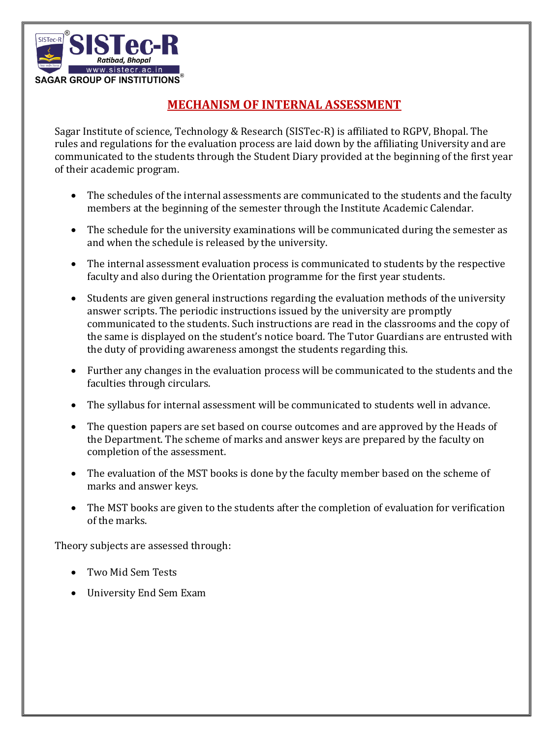# MECHANISM OF INTERNAL ASSESSMENT

Sagar Institute of science, Technology & Research (SISTec-R) is affiliated to RGPV, Bhopal. The rules and regulations for the evaluation process are laid down by the affiliating University and are communicated to the students through the Student Diary provided at the beginning of the first year of their academic program.

- The schedules of the internal assessments are communicated to the students and the faculty members at the beginning of the semester through the Institute Academic Calendar.
- The schedule for the university examinations will be communicated during the semester as and when the schedule is released by the university.
- The internal assessment evaluation process is communicated to students by the respective faculty and also during the Orientation programme for the first year students.
- Students are given general instructions regarding the evaluation methods of the university answer scripts. The periodic instructions issued by the university are promptly communicated to the students. Such instructions are read in the classrooms and the copy of the same is displayed on the student's notice board. The Tutor Guardians are entrusted with the duty of providing awareness amongst the students regarding this.
- Further any changes in the evaluation process will be communicated to the students and the faculties through circulars.
- The syllabus for internal assessment will be communicated to students well in advance.
- The question papers are set based on course outcomes and are approved by the Heads of the Department. The scheme of marks and answer keys are prepared by the faculty on completion of the assessment.
- The evaluation of the MST books is done by the faculty member based on the scheme of marks and answer keys.
- The MST books are given to the students after the completion of evaluation for verification of the marks.

Theory subjects are assessed through:

- Two Mid Sem Tests
- University End Sem Exam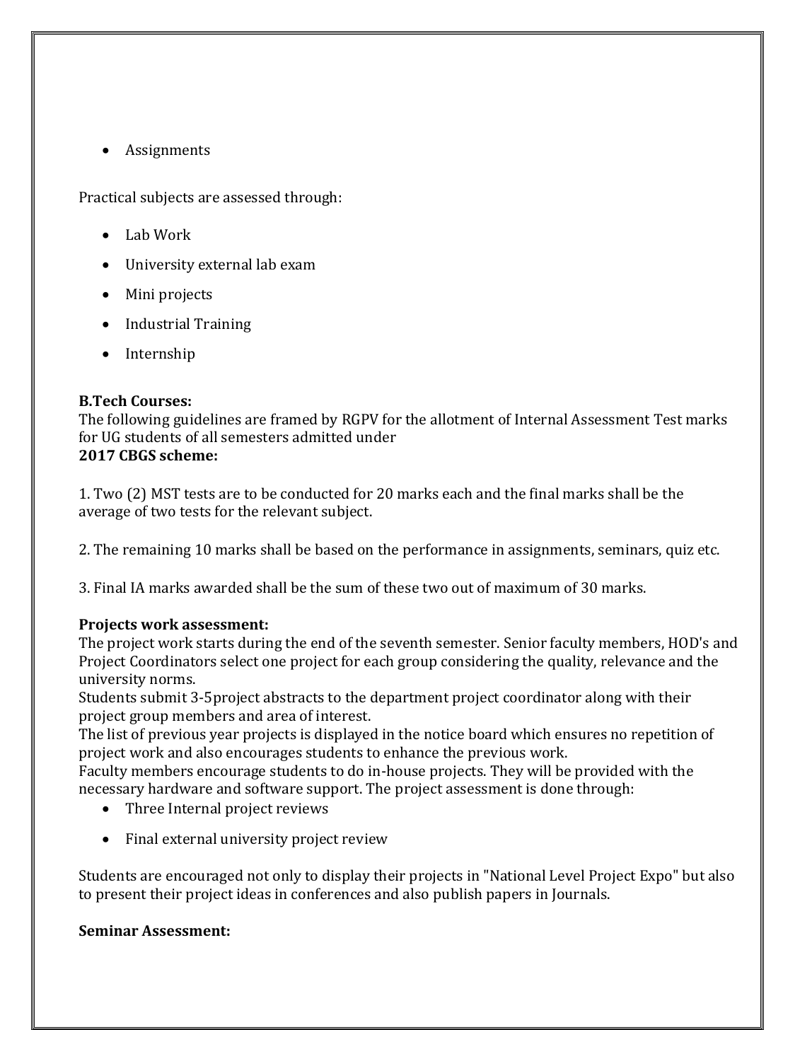- Assignments

Practical subjects are assessed through:

- Lab Work
- University external lab exam
- Mini projects
- Industrial Training
- Internship

**B.Tech Courses:**
The following guidelines are framed by RGPV for the allotment of Internal Assessment Test marks for UG students of all semesters admitted under
**2017 CBGS scheme:**

1. Two (2) MST tests are to be conducted for 20 marks each and the final marks shall be the average of two tests for the relevant subject.

2. The remaining 10 marks shall be based on the performance in assignments, seminars, quiz etc.

3. Final IA marks awarded shall be the sum of these two out of maximum of 30 marks.

**Projects work assessment:**
The project work starts during the end of the seventh semester. Senior faculty members, HOD's and Project Coordinators select one project for each group considering the quality, relevance and the university norms.
Students submit 3-5project abstracts to the department project coordinator along with their project group members and area of interest.
The list of previous year projects is displayed in the notice board which ensures no repetition of project work and also encourages students to enhance the previous work.
Faculty members encourage students to do in-house projects. They will be provided with the necessary hardware and software support. The project assessment is done through:

- Three Internal project reviews
- Final external university project review

Students are encouraged not only to display their projects in "National Level Project Expo" but also to present their project ideas in conferences and also publish papers in Journals.

**Seminar Assessment:**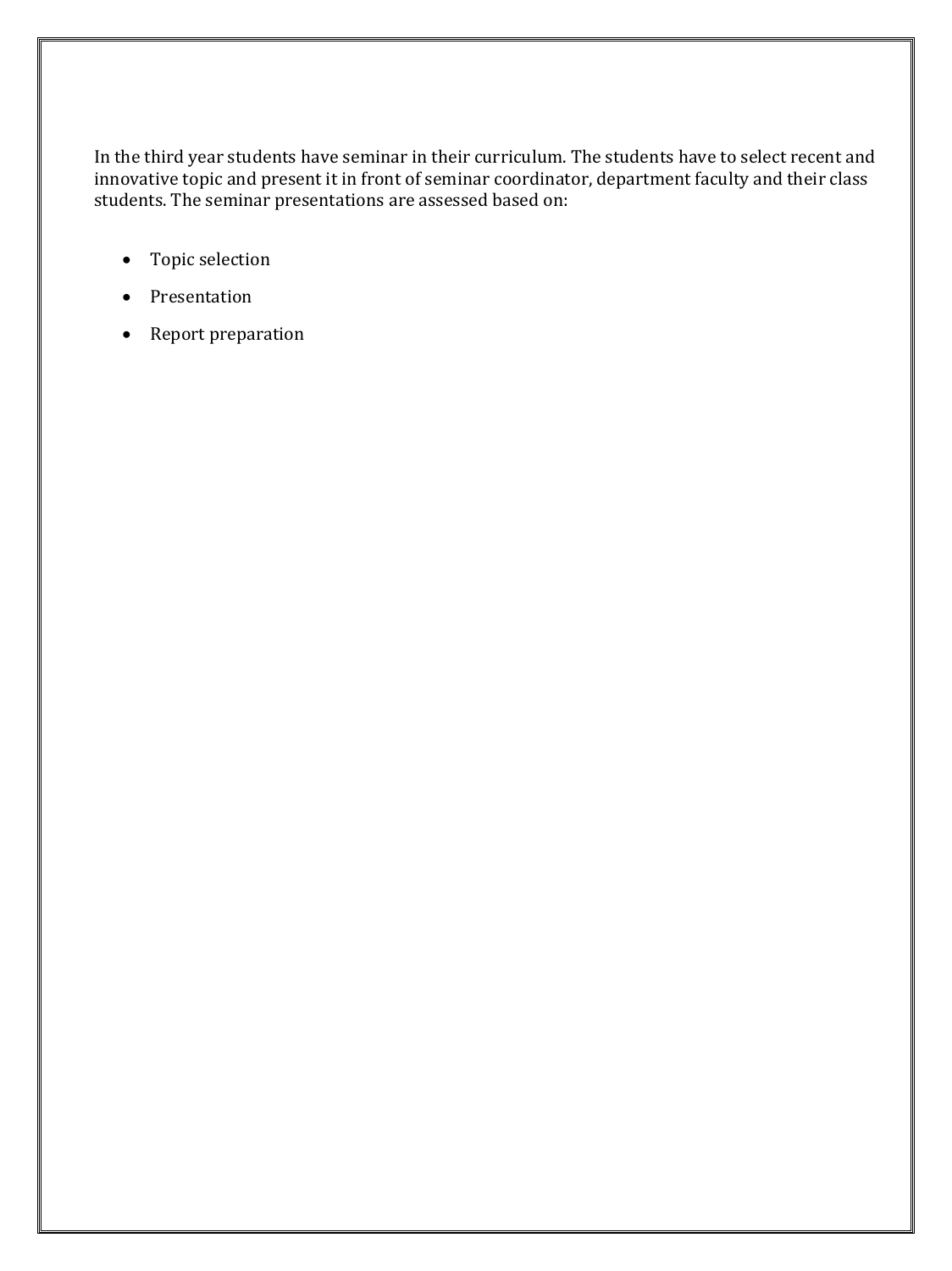In the third year students have seminar in their curriculum. The students have to select recent and innovative topic and present it in front of seminar coordinator, department faculty and their class students. The seminar presentations are assessed based on:

- Topic selection
- Presentation
- Report preparation